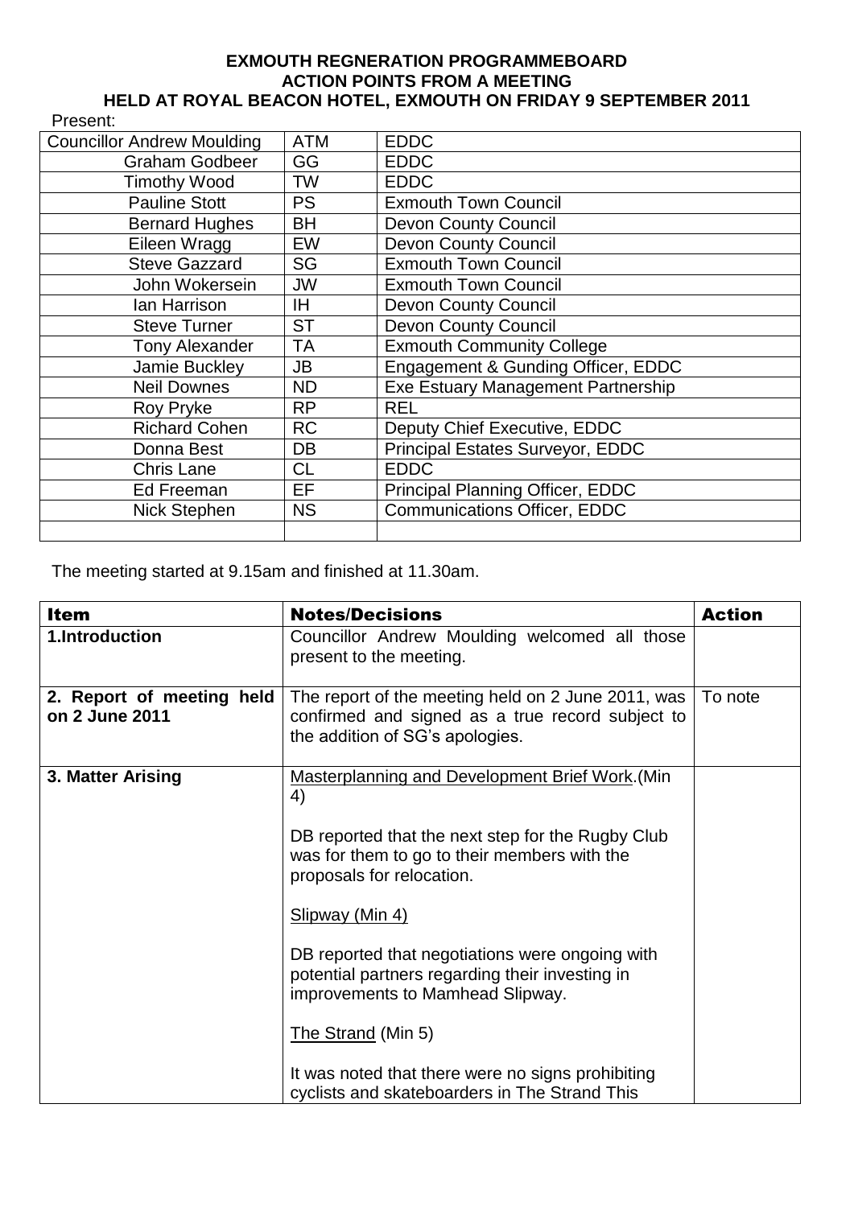**EXMOUTH REGNERATION PROGRAMMEBOARD**
**ACTION POINTS FROM A MEETING**
**HELD AT ROYAL BEACON HOTEL, EXMOUTH ON FRIDAY 9 SEPTEMBER 2011**

Present:

| | | |
|---|---|---|
| Councillor Andrew Moulding | ATM | EDDC |
| Graham Godbeer | GG | EDDC |
| Timothy Wood | TW | EDDC |
| Pauline Stott | PS | Exmouth Town Council |
| Bernard Hughes | BH | Devon County Council |
| Eileen Wragg | EW | Devon County Council |
| Steve Gazzard | SG | Exmouth Town Council |
| John Wokersein | JW | Exmouth Town Council |
| Ian Harrison | IH | Devon County Council |
| Steve Turner | ST | Devon County Council |
| Tony Alexander | TA | Exmouth Community College |
| Jamie Buckley | JB | Engagement & Gunding Officer, EDDC |
| Neil Downes | ND | Exe Estuary Management Partnership |
| Roy Pryke | RP | REL |
| Richard Cohen | RC | Deputy Chief Executive, EDDC |
| Donna Best | DB | Principal Estates Surveyor, EDDC |
| Chris Lane | CL | EDDC |
| Ed Freeman | EF | Principal Planning Officer, EDDC |
| Nick Stephen | NS | Communications Officer, EDDC |
| | | |

The meeting started at 9.15am and finished at 11.30am.

| Item | Notes/Decisions | Action |
|---|---|---|
| **1.Introduction** | Councillor Andrew Moulding welcomed all those present to the meeting. | |
| **2. Report of meeting held on 2 June 2011** | The report of the meeting held on 2 June 2011, was confirmed and signed as a true record subject to the addition of SG's apologies. | To note |
| **3. Matter Arising** | Masterplanning and Development Brief Work.(Min 4)<br><br>DB reported that the next step for the Rugby Club was for them to go to their members with the proposals for relocation.<br><br>Slipway (Min 4)<br><br>DB reported that negotiations were ongoing with potential partners regarding their investing in improvements to Mamhead Slipway.<br><br>The Strand (Min 5)<br><br>It was noted that there were no signs prohibiting cyclists and skateboarders in The Strand This | |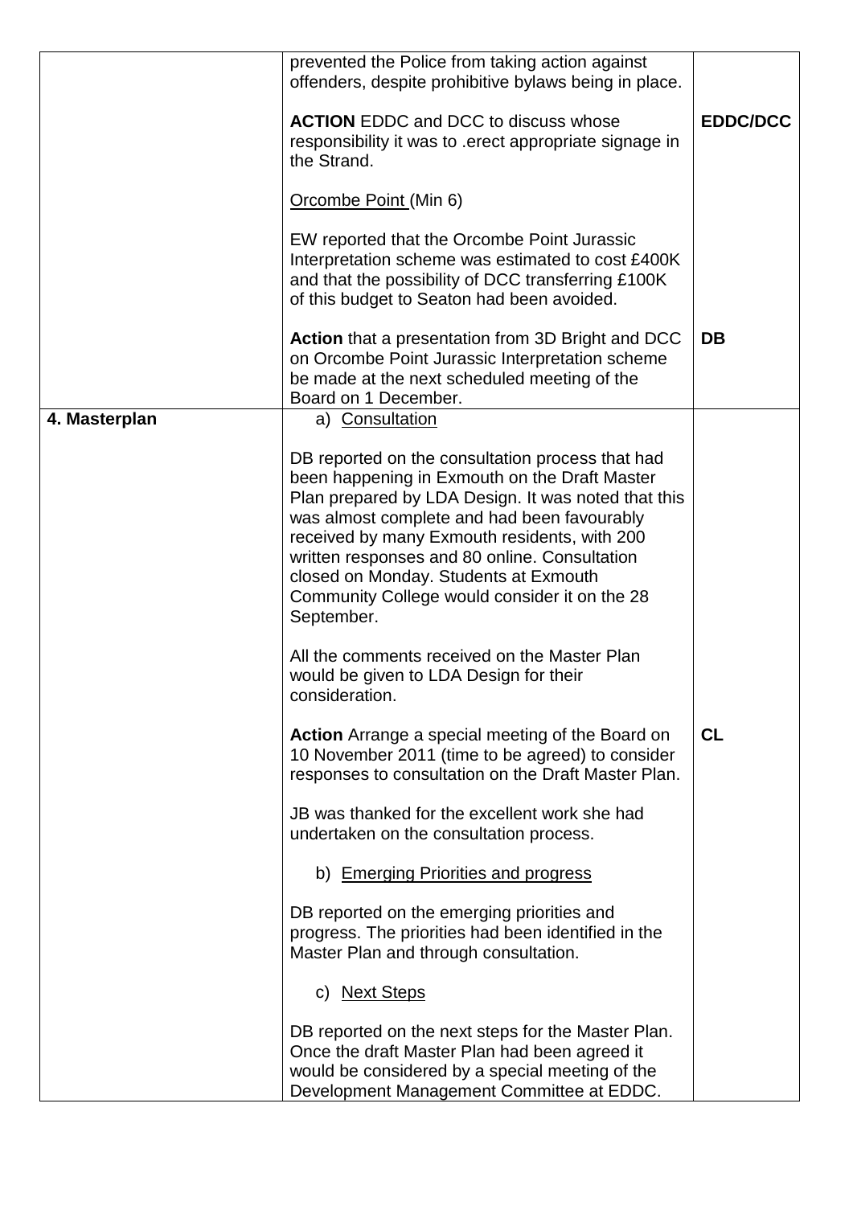| | | |
|---|---|---|
| | prevented the Police from taking action against offenders, despite prohibitive bylaws being in place.<br><br>**ACTION** EDDC and DCC to discuss whose responsibility it was to .erect appropriate signage in the Strand.<br><br><u>Orcombe Point</u> (Min 6)<br><br>EW reported that the Orcombe Point Jurassic Interpretation scheme was estimated to cost £400K and that the possibility of DCC transferring £100K of this budget to Seaton had been avoided.<br><br>**Action** that a presentation from 3D Bright and DCC on Orcombe Point Jurassic Interpretation scheme be made at the next scheduled meeting of the Board on 1 December. | **EDDC/DCC**<br><br><br><br><br><br><br><br>**DB** |
| **4. Masterplan** | a) <u>Consultation</u><br><br>DB reported on the consultation process that had been happening in Exmouth on the Draft Master Plan prepared by LDA Design. It was noted that this was almost complete and had been favourably received by many Exmouth residents, with 200 written responses and 80 online. Consultation closed on Monday. Students at Exmouth Community College would consider it on the 28 September.<br><br>All the comments received on the Master Plan would be given to LDA Design for their consideration.<br><br>**Action** Arrange a special meeting of the Board on 10 November 2011 (time to be agreed) to consider responses to consultation on the Draft Master Plan.<br><br>JB was thanked for the excellent work she had undertaken on the consultation process.<br><br>b) <u>Emerging Priorities and progress</u><br><br>DB reported on the emerging priorities and progress. The priorities had been identified in the Master Plan and through consultation.<br><br>c) <u>Next Steps</u><br><br>DB reported on the next steps for the Master Plan. Once the draft Master Plan had been agreed it would be considered by a special meeting of the Development Management Committee at EDDC. | <br><br><br><br><br><br><br><br><br><br>**CL** |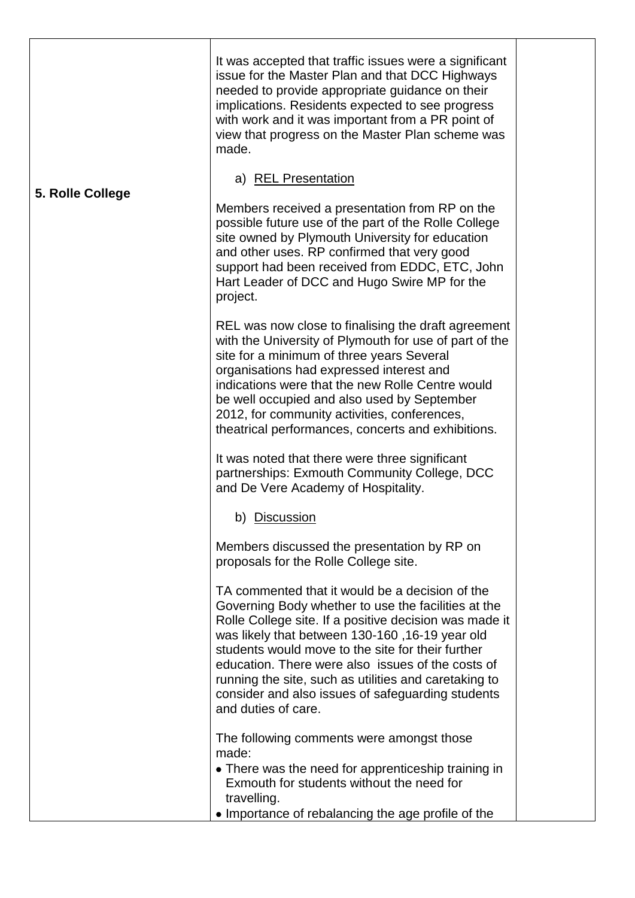| | | |
|---|---|---|
| **5. Rolle College** | It was accepted that traffic issues were a significant issue for the Master Plan and that DCC Highways needed to provide appropriate guidance on their implications. Residents expected to see progress with work and it was important from a PR point of view that progress on the Master Plan scheme was made.<br><br>a) <u>REL Presentation</u><br><br>Members received a presentation from RP on the possible future use of the part of the Rolle College site owned by Plymouth University for education and other uses. RP confirmed that very good support had been received from EDDC, ETC, John Hart Leader of DCC and Hugo Swire MP for the project.<br><br>REL was now close to finalising the draft agreement with the University of Plymouth for use of part of the site for a minimum of three years Several organisations had expressed interest and indications were that the new Rolle Centre would be well occupied and also used by September 2012, for community activities, conferences, theatrical performances, concerts and exhibitions.<br><br>It was noted that there were three significant partnerships: Exmouth Community College, DCC and De Vere Academy of Hospitality.<br><br>b) <u>Discussion</u><br><br>Members discussed the presentation by RP on proposals for the Rolle College site.<br><br>TA commented that it would be a decision of the Governing Body whether to use the facilities at the Rolle College site. If a positive decision was made it was likely that between 130-160 ,16-19 year old students would move to the site for their further education. There were also issues of the costs of running the site, such as utilities and caretaking to consider and also issues of safeguarding students and duties of care.<br><br>The following comments were amongst those made:<br>• There was the need for apprenticeship training in Exmouth for students without the need for travelling.<br>• Importance of rebalancing the age profile of the | |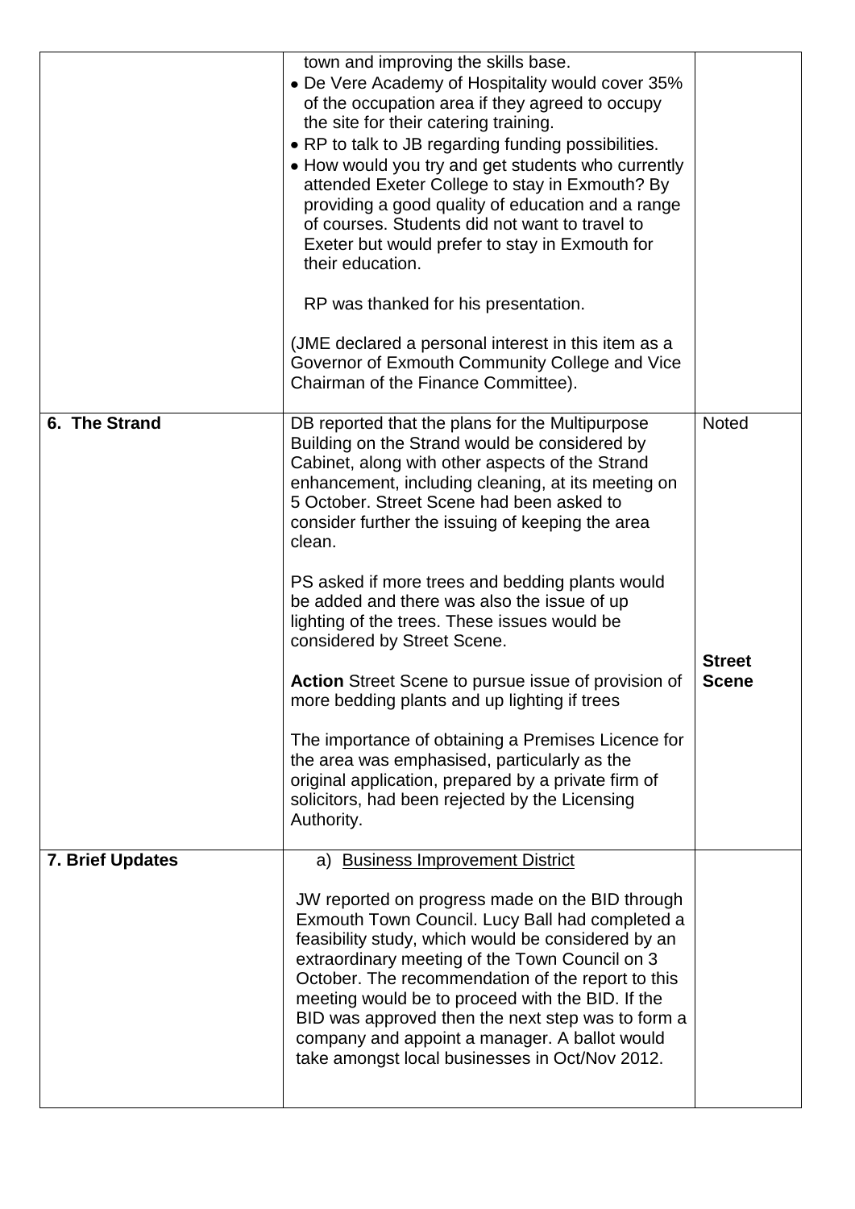| | | |
|---|---|---|
| | town and improving the skills base.<br>• De Vere Academy of Hospitality would cover 35% of the occupation area if they agreed to occupy the site for their catering training.<br>• RP to talk to JB regarding funding possibilities.<br>• How would you try and get students who currently attended Exeter College to stay in Exmouth? By providing a good quality of education and a range of courses. Students did not want to travel to Exeter but would prefer to stay in Exmouth for their education.<br><br>RP was thanked for his presentation.<br><br>(JME declared a personal interest in this item as a Governor of Exmouth Community College and Vice Chairman of the Finance Committee). | |
| **6. The Strand** | DB reported that the plans for the Multipurpose Building on the Strand would be considered by Cabinet, along with other aspects of the Strand enhancement, including cleaning, at its meeting on 5 October. Street Scene had been asked to consider further the issuing of keeping the area clean.<br><br>PS asked if more trees and bedding plants would be added and there was also the issue of up lighting of the trees. These issues would be considered by Street Scene.<br><br>**Action** Street Scene to pursue issue of provision of more bedding plants and up lighting if trees<br><br>The importance of obtaining a Premises Licence for the area was emphasised, particularly as the original application, prepared by a private firm of solicitors, had been rejected by the Licensing Authority. | Noted<br><br><br><br><br><br><br><br>**Street Scene** |
| **7. Brief Updates** | a) Business Improvement District<br><br>JW reported on progress made on the BID through Exmouth Town Council. Lucy Ball had completed a feasibility study, which would be considered by an extraordinary meeting of the Town Council on 3 October. The recommendation of the report to this meeting would be to proceed with the BID. If the BID was approved then the next step was to form a company and appoint a manager. A ballot would take amongst local businesses in Oct/Nov 2012. | |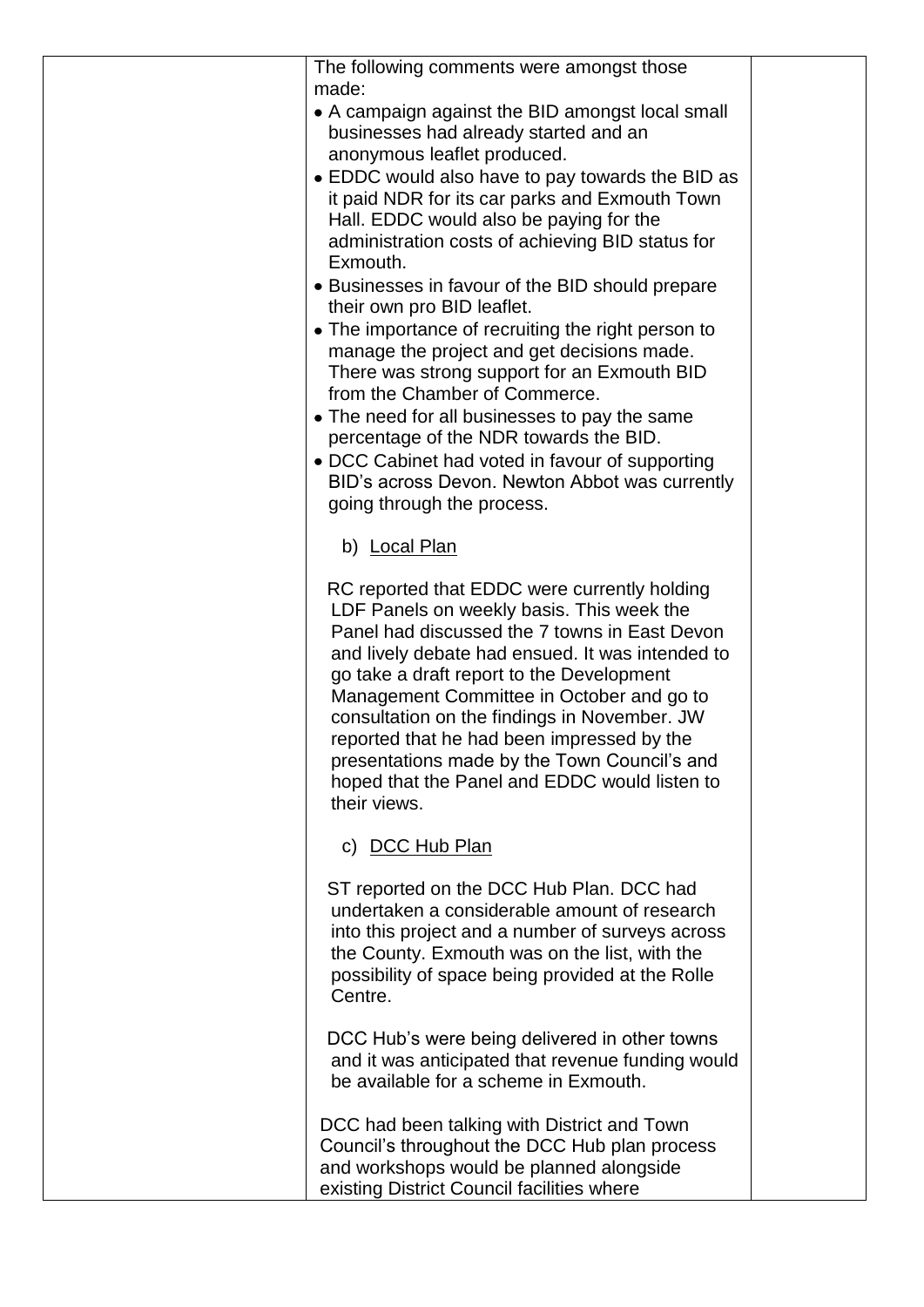| | | |
|---|---|---|
| | The following comments were amongst those made:<br>• A campaign against the BID amongst local small businesses had already started and an anonymous leaflet produced.<br>• EDDC would also have to pay towards the BID as it paid NDR for its car parks and Exmouth Town Hall. EDDC would also be paying for the administration costs of achieving BID status for Exmouth.<br>• Businesses in favour of the BID should prepare their own pro BID leaflet.<br>• The importance of recruiting the right person to manage the project and get decisions made. There was strong support for an Exmouth BID from the Chamber of Commerce.<br>• The need for all businesses to pay the same percentage of the NDR towards the BID.<br>• DCC Cabinet had voted in favour of supporting BID's across Devon. Newton Abbot was currently going through the process.<br><br>b) <u>Local Plan</u><br><br>RC reported that EDDC were currently holding LDF Panels on weekly basis. This week the Panel had discussed the 7 towns in East Devon and lively debate had ensued. It was intended to go take a draft report to the Development Management Committee in October and go to consultation on the findings in November. JW reported that he had been impressed by the presentations made by the Town Council's and hoped that the Panel and EDDC would listen to their views.<br><br>c) <u>DCC Hub Plan</u><br><br>ST reported on the DCC Hub Plan. DCC had undertaken a considerable amount of research into this project and a number of surveys across the County. Exmouth was on the list, with the possibility of space being provided at the Rolle Centre.<br><br>DCC Hub's were being delivered in other towns and it was anticipated that revenue funding would be available for a scheme in Exmouth.<br><br>DCC had been talking with District and Town Council's throughout the DCC Hub plan process and workshops would be planned alongside existing District Council facilities where | |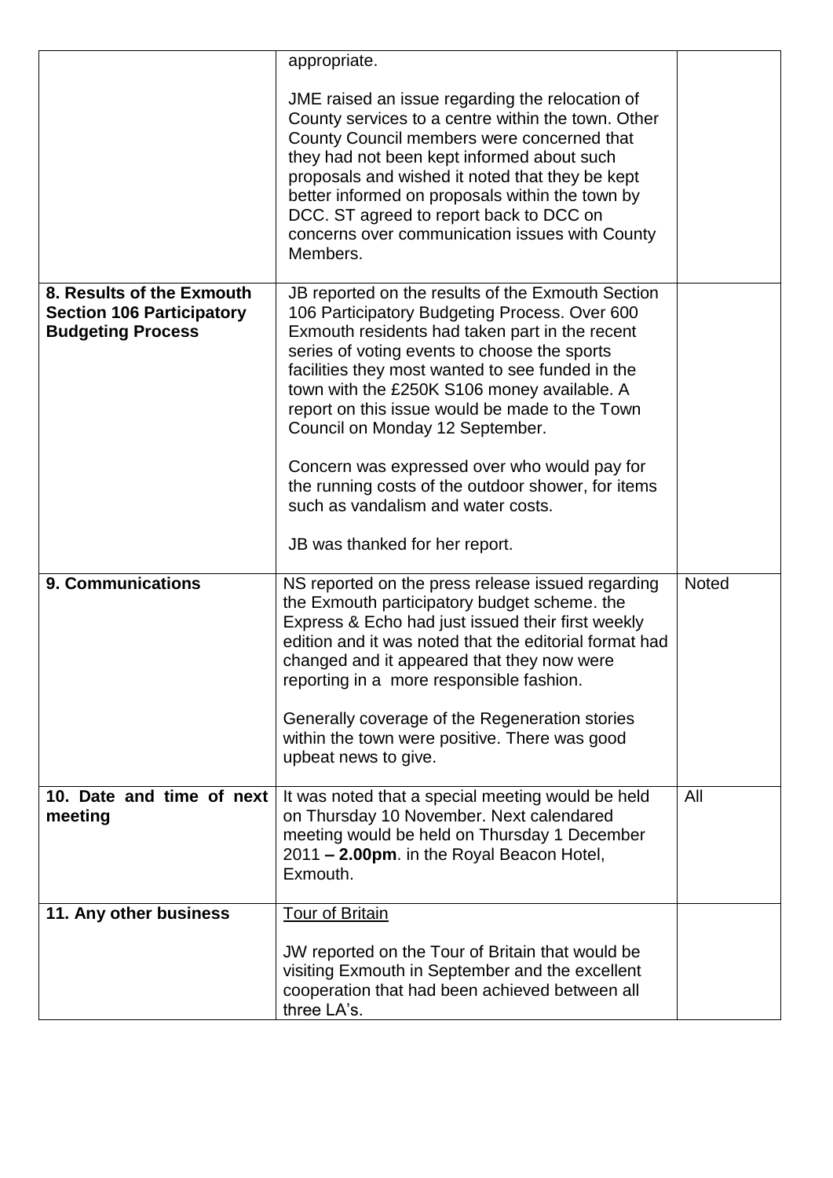| | | |
|---|---|---|
| | appropriate.<br><br>JME raised an issue regarding the relocation of County services to a centre within the town. Other County Council members were concerned that they had not been kept informed about such proposals and wished it noted that they be kept better informed on proposals within the town by DCC. ST agreed to report back to DCC on concerns over communication issues with County Members. | |
| **8. Results of the Exmouth Section 106 Participatory Budgeting Process** | JB reported on the results of the Exmouth Section 106 Participatory Budgeting Process. Over 600 Exmouth residents had taken part in the recent series of voting events to choose the sports facilities they most wanted to see funded in the town with the £250K S106 money available. A report on this issue would be made to the Town Council on Monday 12 September.<br><br>Concern was expressed over who would pay for the running costs of the outdoor shower, for items such as vandalism and water costs.<br><br>JB was thanked for her report. | |
| **9. Communications** | NS reported on the press release issued regarding the Exmouth participatory budget scheme. the Express & Echo had just issued their first weekly edition and it was noted that the editorial format had changed and it appeared that they now were reporting in a more responsible fashion.<br><br>Generally coverage of the Regeneration stories within the town were positive. There was good upbeat news to give. | Noted |
| **10. Date and time of next meeting** | It was noted that a special meeting would be held on Thursday 10 November. Next calendared meeting would be held on Thursday 1 December 2011 **– 2.00pm**. in the Royal Beacon Hotel, Exmouth. | All |
| **11. Any other business** | <u>Tour of Britain</u><br><br>JW reported on the Tour of Britain that would be visiting Exmouth in September and the excellent cooperation that had been achieved between all three LA's. | |